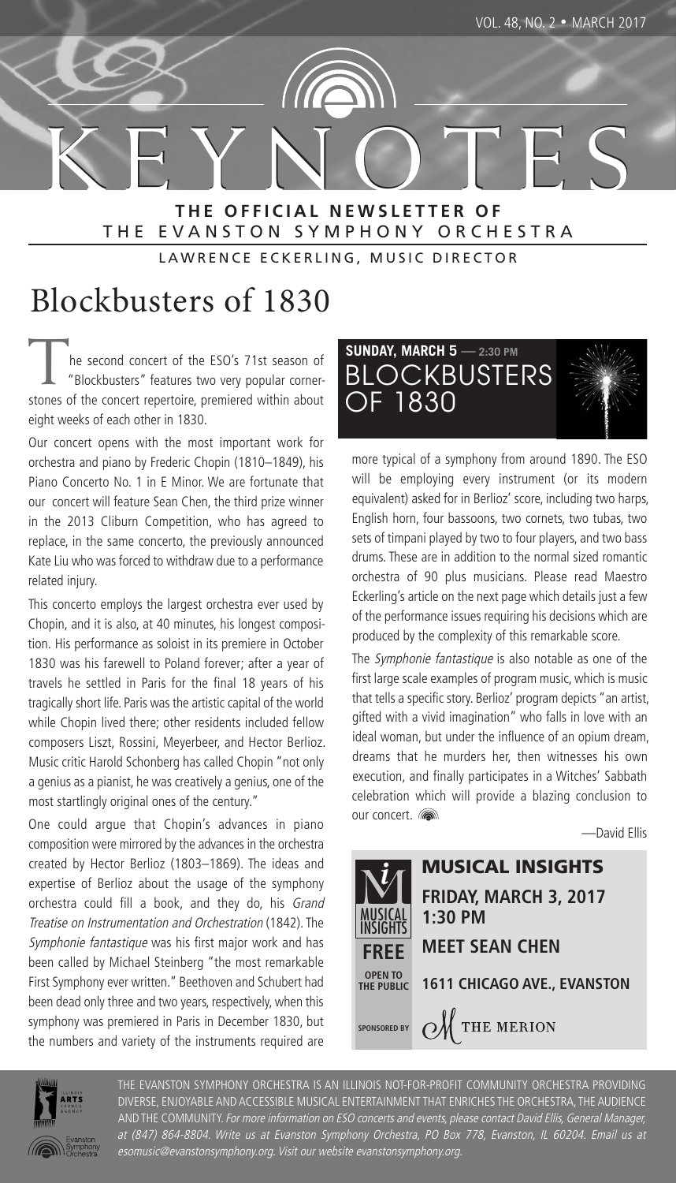# KEYNOTES

**THE OFFICIAL NEWSLETTER OF**
THE EVANSTON SYMPHONY ORCHESTRA

LAWRENCE ECKERLING, MUSIC DIRECTOR

# Blockbusters of 1830

The second concert of the ESO's 71st season of "Blockbusters" features two very popular cornerstones of the concert repertoire, premiered within about eight weeks of each other in 1830.

Our concert opens with the most important work for orchestra and piano by Frederic Chopin (1810–1849), his Piano Concerto No. 1 in E Minor. We are fortunate that our concert will feature Sean Chen, the third prize winner in the 2013 Cliburn Competition, who has agreed to replace, in the same concerto, the previously announced Kate Liu who was forced to withdraw due to a performance related injury.

This concerto employs the largest orchestra ever used by Chopin, and it is also, at 40 minutes, his longest composition. His performance as soloist in its premiere in October 1830 was his farewell to Poland forever; after a year of travels he settled in Paris for the final 18 years of his tragically short life. Paris was the artistic capital of the world while Chopin lived there; other residents included fellow composers Liszt, Rossini, Meyerbeer, and Hector Berlioz. Music critic Harold Schonberg has called Chopin "not only a genius as a pianist, he was creatively a genius, one of the most startlingly original ones of the century."

One could argue that Chopin's advances in piano composition were mirrored by the advances in the orchestra created by Hector Berlioz (1803–1869). The ideas and expertise of Berlioz about the usage of the symphony orchestra could fill a book, and they do, his *Grand Treatise on Instrumentation and Orchestration* (1842). The *Symphonie fantastique* was his first major work and has been called by Michael Steinberg "the most remarkable First Symphony ever written." Beethoven and Schubert had been dead only three and two years, respectively, when this symphony was premiered in Paris in December 1830, but the numbers and variety of the instruments required are more typical of a symphony from around 1890. The ESO will be employing every instrument (or its modern equivalent) asked for in Berlioz' score, including two harps, English horn, four bassoons, two cornets, two tubas, two sets of timpani played by two to four players, and two bass drums. These are in addition to the normal sized romantic orchestra of 90 plus musicians. Please read Maestro Eckerling's article on the next page which details just a few of the performance issues requiring his decisions which are produced by the complexity of this remarkable score.

The *Symphonie fantastique* is also notable as one of the first large scale examples of program music, which is music that tells a specific story. Berlioz' program depicts "an artist, gifted with a vivid imagination" who falls in love with an ideal woman, but under the influence of an opium dream, dreams that he murders her, then witnesses his own execution, and finally participates in a Witches' Sabbath celebration which will provide a blazing conclusion to our concert.

—David Ellis

**SUNDAY, MARCH 5 — 2:30 PM**
**BLOCKBUSTERS OF 1830**

**MUSICAL INSIGHTS**
**FRIDAY, MARCH 3, 2017**
**1:30 PM**
**MEET SEAN CHEN**
**1611 CHICAGO AVE., EVANSTON**
**FREE** — OPEN TO THE PUBLIC
SPONSORED BY THE MERION

THE EVANSTON SYMPHONY ORCHESTRA IS AN ILLINOIS NOT-FOR-PROFIT COMMUNITY ORCHESTRA PROVIDING DIVERSE, ENJOYABLE AND ACCESSIBLE MUSICAL ENTERTAINMENT THAT ENRICHES THE ORCHESTRA, THE AUDIENCE AND THE COMMUNITY. *For more information on ESO concerts and events, please contact David Ellis, General Manager, at (847) 864-8804. Write us at Evanston Symphony Orchestra, PO Box 778, Evanston, IL 60204. Email us at esomusic@evanstonsymphony.org. Visit our website evanstonsymphony.org.*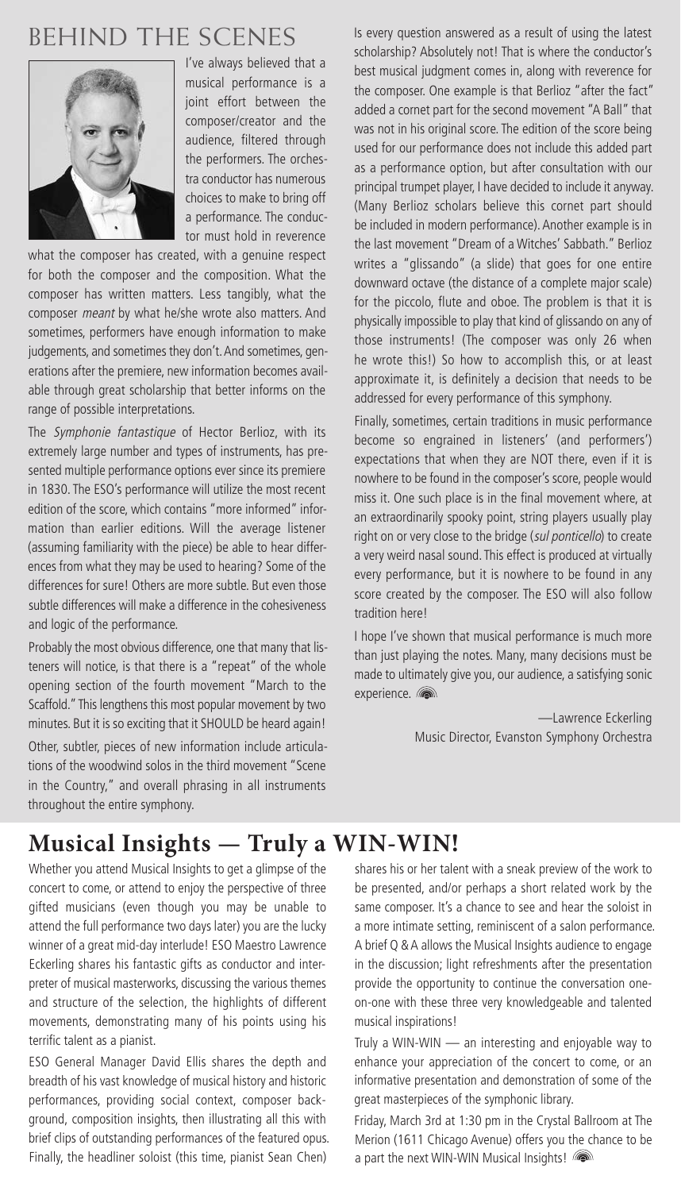# BEHIND THE SCENES

I've always believed that a musical performance is a joint effort between the composer/creator and the audience, filtered through the performers. The orchestra conductor has numerous choices to make to bring off a performance. The conductor must hold in reverence what the composer has created, with a genuine respect for both the composer and the composition. What the composer has written matters. Less tangibly, what the composer *meant* by what he/she wrote also matters. And sometimes, performers have enough information to make judgements, and sometimes they don't. And sometimes, generations after the premiere, new information becomes available through great scholarship that better informs on the range of possible interpretations.

The *Symphonie fantastique* of Hector Berlioz, with its extremely large number and types of instruments, has presented multiple performance options ever since its premiere in 1830. The ESO's performance will utilize the most recent edition of the score, which contains "more informed" information than earlier editions. Will the average listener (assuming familiarity with the piece) be able to hear differences from what they may be used to hearing? Some of the differences for sure! Others are more subtle. But even those subtle differences will make a difference in the cohesiveness and logic of the performance.

Probably the most obvious difference, one that many that listeners will notice, is that there is a "repeat" of the whole opening section of the fourth movement "March to the Scaffold." This lengthens this most popular movement by two minutes. But it is so exciting that it SHOULD be heard again!

Other, subtler, pieces of new information include articulations of the woodwind solos in the third movement "Scene in the Country," and overall phrasing in all instruments throughout the entire symphony.

Is every question answered as a result of using the latest scholarship? Absolutely not! That is where the conductor's best musical judgment comes in, along with reverence for the composer. One example is that Berlioz "after the fact" added a cornet part for the second movement "A Ball" that was not in his original score. The edition of the score being used for our performance does not include this added part as a performance option, but after consultation with our principal trumpet player, I have decided to include it anyway. (Many Berlioz scholars believe this cornet part should be included in modern performance). Another example is in the last movement "Dream of a Witches' Sabbath." Berlioz writes a "glissando" (a slide) that goes for one entire downward octave (the distance of a complete major scale) for the piccolo, flute and oboe. The problem is that it is physically impossible to play that kind of glissando on any of those instruments! (The composer was only 26 when he wrote this!) So how to accomplish this, or at least approximate it, is definitely a decision that needs to be addressed for every performance of this symphony.

Finally, sometimes, certain traditions in music performance become so engrained in listeners' (and performers') expectations that when they are NOT there, even if it is nowhere to be found in the composer's score, people would miss it. One such place is in the final movement where, at an extraordinarily spooky point, string players usually play right on or very close to the bridge (*sul ponticello*) to create a very weird nasal sound. This effect is produced at virtually every performance, but it is nowhere to be found in any score created by the composer. The ESO will also follow tradition here!

I hope I've shown that musical performance is much more than just playing the notes. Many, many decisions must be made to ultimately give you, our audience, a satisfying sonic experience.

—Lawrence Eckerling
Music Director, Evanston Symphony Orchestra

## Musical Insights — Truly a WIN-WIN!

Whether you attend Musical Insights to get a glimpse of the concert to come, or attend to enjoy the perspective of three gifted musicians (even though you may be unable to attend the full performance two days later) you are the lucky winner of a great mid-day interlude! ESO Maestro Lawrence Eckerling shares his fantastic gifts as conductor and interpreter of musical masterworks, discussing the various themes and structure of the selection, the highlights of different movements, demonstrating many of his points using his terrific talent as a pianist.

ESO General Manager David Ellis shares the depth and breadth of his vast knowledge of musical history and historic performances, providing social context, composer background, composition insights, then illustrating all this with brief clips of outstanding performances of the featured opus. Finally, the headliner soloist (this time, pianist Sean Chen) shares his or her talent with a sneak preview of the work to be presented, and/or perhaps a short related work by the same composer. It's a chance to see and hear the soloist in a more intimate setting, reminiscent of a salon performance. A brief Q & A allows the Musical Insights audience to engage in the discussion; light refreshments after the presentation provide the opportunity to continue the conversation one-on-one with these three very knowledgeable and talented musical inspirations!

Truly a WIN-WIN — an interesting and enjoyable way to enhance your appreciation of the concert to come, or an informative presentation and demonstration of some of the great masterpieces of the symphonic library.

Friday, March 3rd at 1:30 pm in the Crystal Ballroom at The Merion (1611 Chicago Avenue) offers you the chance to be a part the next WIN-WIN Musical Insights!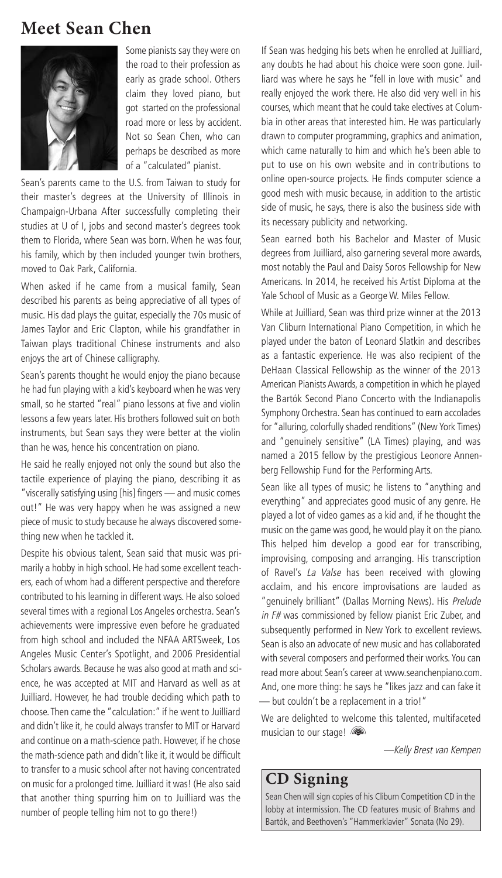# Meet Sean Chen

Some pianists say they were on the road to their profession as early as grade school. Others claim they loved piano, but got started on the professional road more or less by accident. Not so Sean Chen, who can perhaps be described as more of a "calculated" pianist.

Sean's parents came to the U.S. from Taiwan to study for their master's degrees at the University of Illinois in Champaign-Urbana After successfully completing their studies at U of I, jobs and second master's degrees took them to Florida, where Sean was born. When he was four, his family, which by then included younger twin brothers, moved to Oak Park, California.

When asked if he came from a musical family, Sean described his parents as being appreciative of all types of music. His dad plays the guitar, especially the 70s music of James Taylor and Eric Clapton, while his grandfather in Taiwan plays traditional Chinese instruments and also enjoys the art of Chinese calligraphy.

Sean's parents thought he would enjoy the piano because he had fun playing with a kid's keyboard when he was very small, so he started "real" piano lessons at five and violin lessons a few years later. His brothers followed suit on both instruments, but Sean says they were better at the violin than he was, hence his concentration on piano.

He said he really enjoyed not only the sound but also the tactile experience of playing the piano, describing it as "viscerally satisfying using [his] fingers — and music comes out!" He was very happy when he was assigned a new piece of music to study because he always discovered something new when he tackled it.

Despite his obvious talent, Sean said that music was primarily a hobby in high school. He had some excellent teachers, each of whom had a different perspective and therefore contributed to his learning in different ways. He also soloed several times with a regional Los Angeles orchestra. Sean's achievements were impressive even before he graduated from high school and included the NFAA ARTSweek, Los Angeles Music Center's Spotlight, and 2006 Presidential Scholars awards. Because he was also good at math and science, he was accepted at MIT and Harvard as well as at Juilliard. However, he had trouble deciding which path to choose. Then came the "calculation:" if he went to Juilliard and didn't like it, he could always transfer to MIT or Harvard and continue on a math-science path. However, if he chose the math-science path and didn't like it, it would be difficult to transfer to a music school after not having concentrated on music for a prolonged time. Juilliard it was! (He also said that another thing spurring him on to Juilliard was the number of people telling him not to go there!)

If Sean was hedging his bets when he enrolled at Juilliard, any doubts he had about his choice were soon gone. Juilliard was where he says he "fell in love with music" and really enjoyed the work there. He also did very well in his courses, which meant that he could take electives at Columbia in other areas that interested him. He was particularly drawn to computer programming, graphics and animation, which came naturally to him and which he's been able to put to use on his own website and in contributions to online open-source projects. He finds computer science a good mesh with music because, in addition to the artistic side of music, he says, there is also the business side with its necessary publicity and networking.

Sean earned both his Bachelor and Master of Music degrees from Juilliard, also garnering several more awards, most notably the Paul and Daisy Soros Fellowship for New Americans. In 2014, he received his Artist Diploma at the Yale School of Music as a George W. Miles Fellow.

While at Juilliard, Sean was third prize winner at the 2013 Van Cliburn International Piano Competition, in which he played under the baton of Leonard Slatkin and describes as a fantastic experience. He was also recipient of the DeHaan Classical Fellowship as the winner of the 2013 American Pianists Awards, a competition in which he played the Bartók Second Piano Concerto with the Indianapolis Symphony Orchestra. Sean has continued to earn accolades for "alluring, colorfully shaded renditions" (New York Times) and "genuinely sensitive" (LA Times) playing, and was named a 2015 fellow by the prestigious Leonore Annenberg Fellowship Fund for the Performing Arts.

Sean like all types of music; he listens to "anything and everything" and appreciates good music of any genre. He played a lot of video games as a kid and, if he thought the music on the game was good, he would play it on the piano. This helped him develop a good ear for transcribing, improvising, composing and arranging. His transcription of Ravel's *La Valse* has been received with glowing acclaim, and his encore improvisations are lauded as "genuinely brilliant" (Dallas Morning News). His *Prelude in F#* was commissioned by fellow pianist Eric Zuber, and subsequently performed in New York to excellent reviews. Sean is also an advocate of new music and has collaborated with several composers and performed their works. You can read more about Sean's career at www.seanchenpiano.com. And, one more thing: he says he "likes jazz and can fake it — but couldn't be a replacement in a trio!"

We are delighted to welcome this talented, multifaceted musician to our stage!

*—Kelly Brest van Kempen*

## CD Signing

Sean Chen will sign copies of his Cliburn Competition CD in the lobby at intermission. The CD features music of Brahms and Bartók, and Beethoven's "Hammerklavier" Sonata (No 29).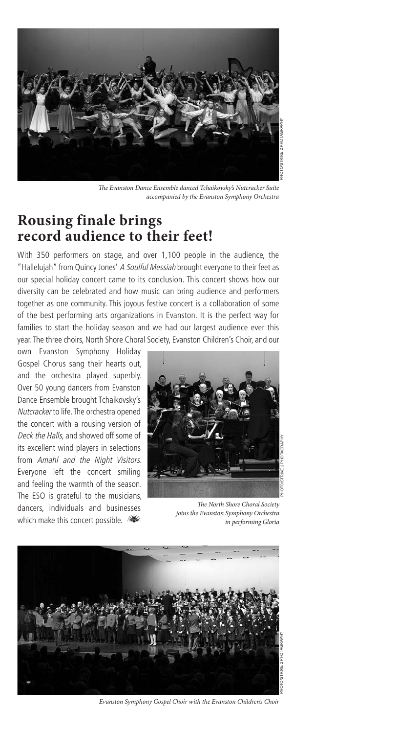*The Evanston Dance Ensemble danced Tchaikovsky's Nutcracker Suite accompanied by the Evanston Symphony Orchestra*

## Rousing finale brings record audience to their feet!

With 350 performers on stage, and over 1,100 people in the audience, the "Hallelujah" from Quincy Jones' *A Soulful Messiah* brought everyone to their feet as our special holiday concert came to its conclusion. This concert shows how our diversity can be celebrated and how music can bring audience and performers together as one community. This joyous festive concert is a collaboration of some of the best performing arts organizations in Evanston. It is the perfect way for families to start the holiday season and we had our largest audience ever this year. The three choirs, North Shore Choral Society, Evanston Children's Choir, and our own Evanston Symphony Holiday Gospel Chorus sang their hearts out, and the orchestra played superbly. Over 50 young dancers from Evanston Dance Ensemble brought Tchaikovsky's *Nutcracker* to life. The orchestra opened the concert with a rousing version of *Deck the Halls*, and showed off some of its excellent wind players in selections from *Amahl and the Night Visitors*. Everyone left the concert smiling and feeling the warmth of the season. The ESO is grateful to the musicians, dancers, individuals and businesses which make this concert possible.

*The North Shore Choral Society joins the Evanston Symphony Orchestra in performing Gloria*

*Evanston Symphony Gospel Choir with the Evanston Children's Choir*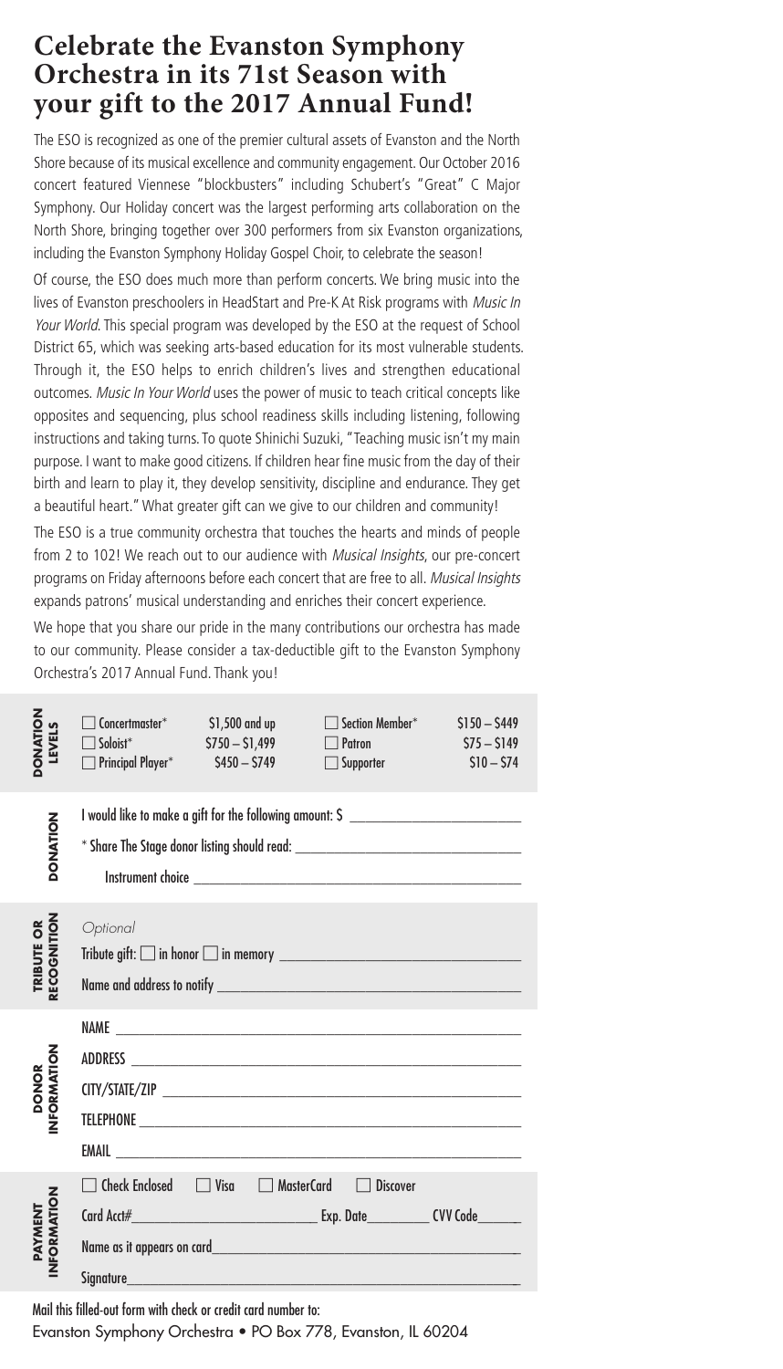# Celebrate the Evanston Symphony Orchestra in its 71st Season with your gift to the 2017 Annual Fund!

The ESO is recognized as one of the premier cultural assets of Evanston and the North Shore because of its musical excellence and community engagement. Our October 2016 concert featured Viennese "blockbusters" including Schubert's "Great" C Major Symphony. Our Holiday concert was the largest performing arts collaboration on the North Shore, bringing together over 300 performers from six Evanston organizations, including the Evanston Symphony Holiday Gospel Choir, to celebrate the season!

Of course, the ESO does much more than perform concerts. We bring music into the lives of Evanston preschoolers in HeadStart and Pre-K At Risk programs with *Music In Your World*. This special program was developed by the ESO at the request of School District 65, which was seeking arts-based education for its most vulnerable students. Through it, the ESO helps to enrich children's lives and strengthen educational outcomes. *Music In Your World* uses the power of music to teach critical concepts like opposites and sequencing, plus school readiness skills including listening, following instructions and taking turns. To quote Shinichi Suzuki, "Teaching music isn't my main purpose. I want to make good citizens. If children hear fine music from the day of their birth and learn to play it, they develop sensitivity, discipline and endurance. They get a beautiful heart." What greater gift can we give to our children and community!

The ESO is a true community orchestra that touches the hearts and minds of people from 2 to 102! We reach out to our audience with *Musical Insights*, our pre-concert programs on Friday afternoons before each concert that are free to all. *Musical Insights* expands patrons' musical understanding and enriches their concert experience.

We hope that you share our pride in the many contributions our orchestra has made to our community. Please consider a tax-deductible gift to the Evanston Symphony Orchestra's 2017 Annual Fund. Thank you!

**DONATION LEVELS**

| | | | |
|---|---|---|---|
| ☐ Concertmaster* | $1,500 and up | ☐ Section Member* | $150 – $449 |
| ☐ Soloist* | $750 – $1,499 | ☐ Patron | $75 – $149 |
| ☐ Principal Player* | $450 – $749 | ☐ Supporter | $10 – $74 |

**DONATION**

I would like to make a gift for the following amount: $ ____________________

* Share The Stage donor listing should read: ____________________

Instrument choice ____________________

**TRIBUTE OR RECOGNITION**

*Optional*

Tribute gift: ☐ in honor ☐ in memory ____________________

Name and address to notify ____________________

**DONOR INFORMATION**

NAME ____________________

ADDRESS ____________________

CITY/STATE/ZIP ____________________

TELEPHONE ____________________

EMAIL ____________________

**PAYMENT INFORMATION**

☐ Check Enclosed ☐ Visa ☐ MasterCard ☐ Discover

Card Acct#____________________ Exp. Date_________ CVV Code______

Name as it appears on card____________________

Signature____________________

Mail this filled-out form with check or credit card number to:

Evanston Symphony Orchestra • PO Box 778, Evanston, IL 60204